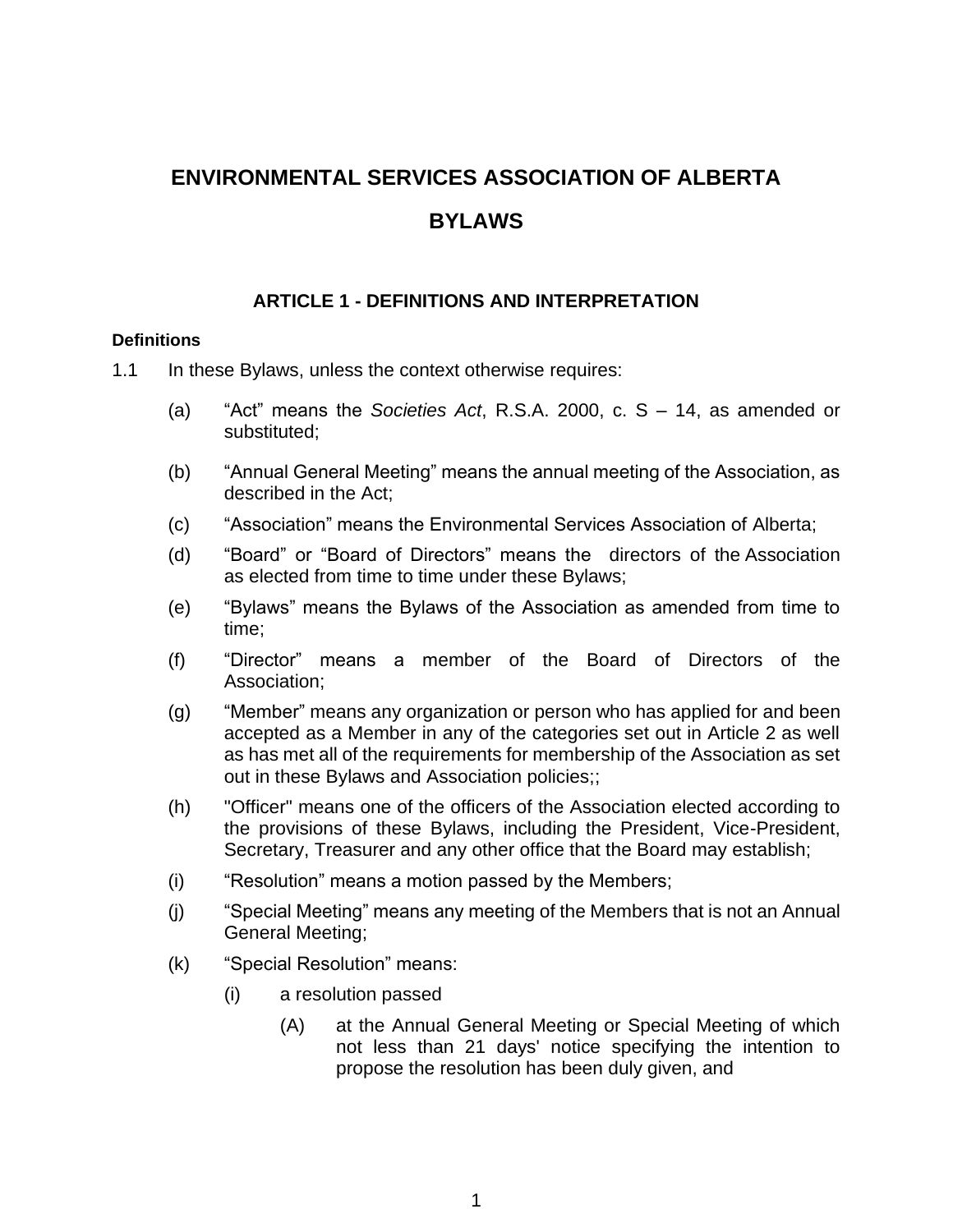# ENVIRONMENTAL SERVICES ASSOCIATION OF ALBERTA

# BYLAWS

## ARTICLE 1 - DEFINITIONS AND INTERPRETATION

**Definitions**

1.1 In these Bylaws, unless the context otherwise requires:

(a) "Act" means the *Societies Act*, R.S.A. 2000, c. S – 14, as amended or substituted;

(b) "Annual General Meeting" means the annual meeting of the Association, as described in the Act;

(c) "Association" means the Environmental Services Association of Alberta;

(d) "Board" or "Board of Directors" means the directors of the Association as elected from time to time under these Bylaws;

(e) "Bylaws" means the Bylaws of the Association as amended from time to time;

(f) "Director" means a member of the Board of Directors of the Association;

(g) "Member" means any organization or person who has applied for and been accepted as a Member in any of the categories set out in Article 2 as well as has met all of the requirements for membership of the Association as set out in these Bylaws and Association policies;;

(h) "Officer" means one of the officers of the Association elected according to the provisions of these Bylaws, including the President, Vice-President, Secretary, Treasurer and any other office that the Board may establish;

(i) "Resolution" means a motion passed by the Members;

(j) "Special Meeting" means any meeting of the Members that is not an Annual General Meeting;

(k) "Special Resolution" means:

(i) a resolution passed

(A) at the Annual General Meeting or Special Meeting of which not less than 21 days' notice specifying the intention to propose the resolution has been duly given, and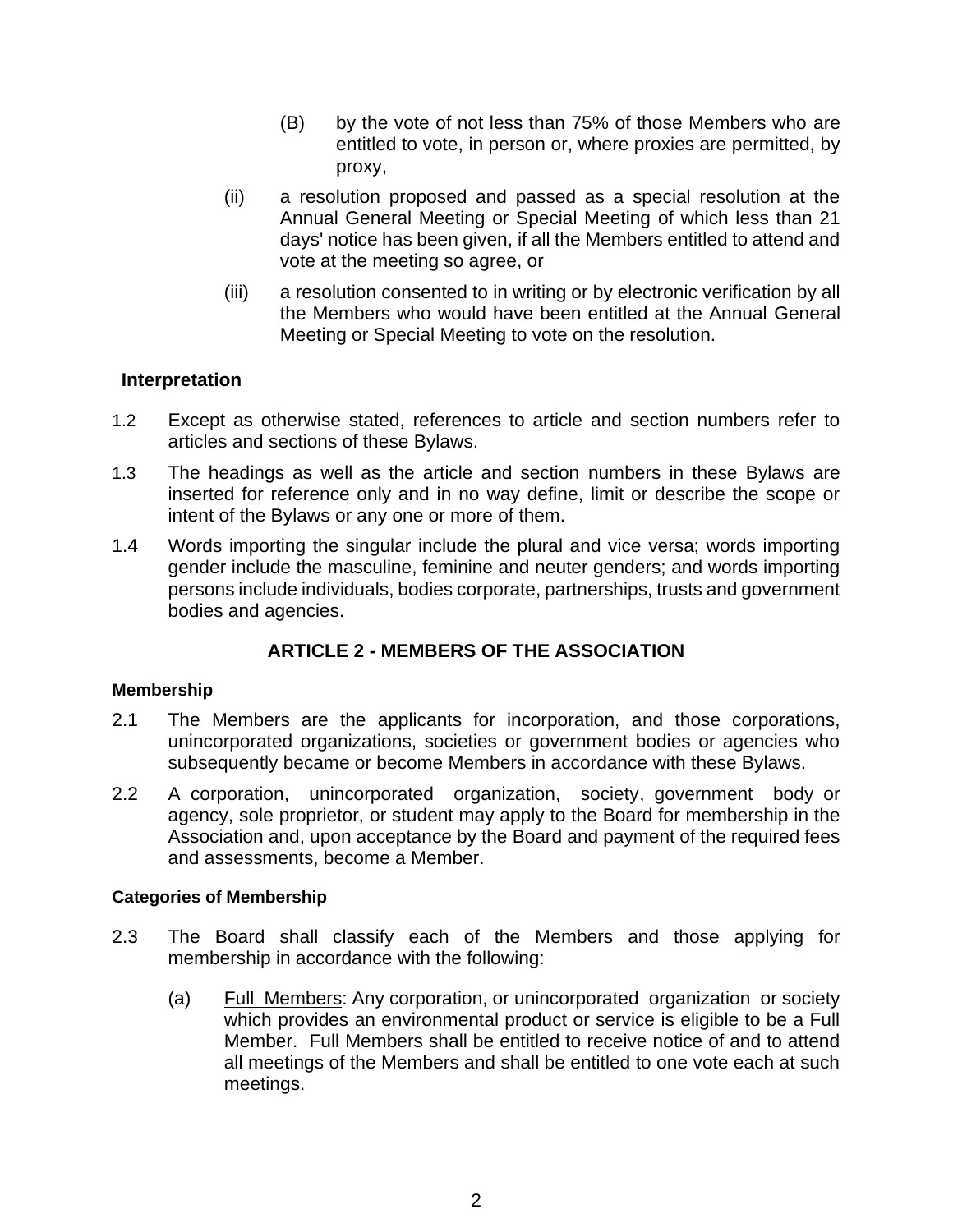(B) by the vote of not less than 75% of those Members who are entitled to vote, in person or, where proxies are permitted, by proxy,

(ii) a resolution proposed and passed as a special resolution at the Annual General Meeting or Special Meeting of which less than 21 days' notice has been given, if all the Members entitled to attend and vote at the meeting so agree, or

(iii) a resolution consented to in writing or by electronic verification by all the Members who would have been entitled at the Annual General Meeting or Special Meeting to vote on the resolution.

### Interpretation

1.2 Except as otherwise stated, references to article and section numbers refer to articles and sections of these Bylaws.

1.3 The headings as well as the article and section numbers in these Bylaws are inserted for reference only and in no way define, limit or describe the scope or intent of the Bylaws or any one or more of them.

1.4 Words importing the singular include the plural and vice versa; words importing gender include the masculine, feminine and neuter genders; and words importing persons include individuals, bodies corporate, partnerships, trusts and government bodies and agencies.

## ARTICLE 2 - MEMBERS OF THE ASSOCIATION

#### Membership

2.1 The Members are the applicants for incorporation, and those corporations, unincorporated organizations, societies or government bodies or agencies who subsequently became or become Members in accordance with these Bylaws.

2.2 A corporation, unincorporated organization, society, government body or agency, sole proprietor, or student may apply to the Board for membership in the Association and, upon acceptance by the Board and payment of the required fees and assessments, become a Member.

#### Categories of Membership

2.3 The Board shall classify each of the Members and those applying for membership in accordance with the following:

(a) Full Members: Any corporation, or unincorporated organization or society which provides an environmental product or service is eligible to be a Full Member. Full Members shall be entitled to receive notice of and to attend all meetings of the Members and shall be entitled to one vote each at such meetings.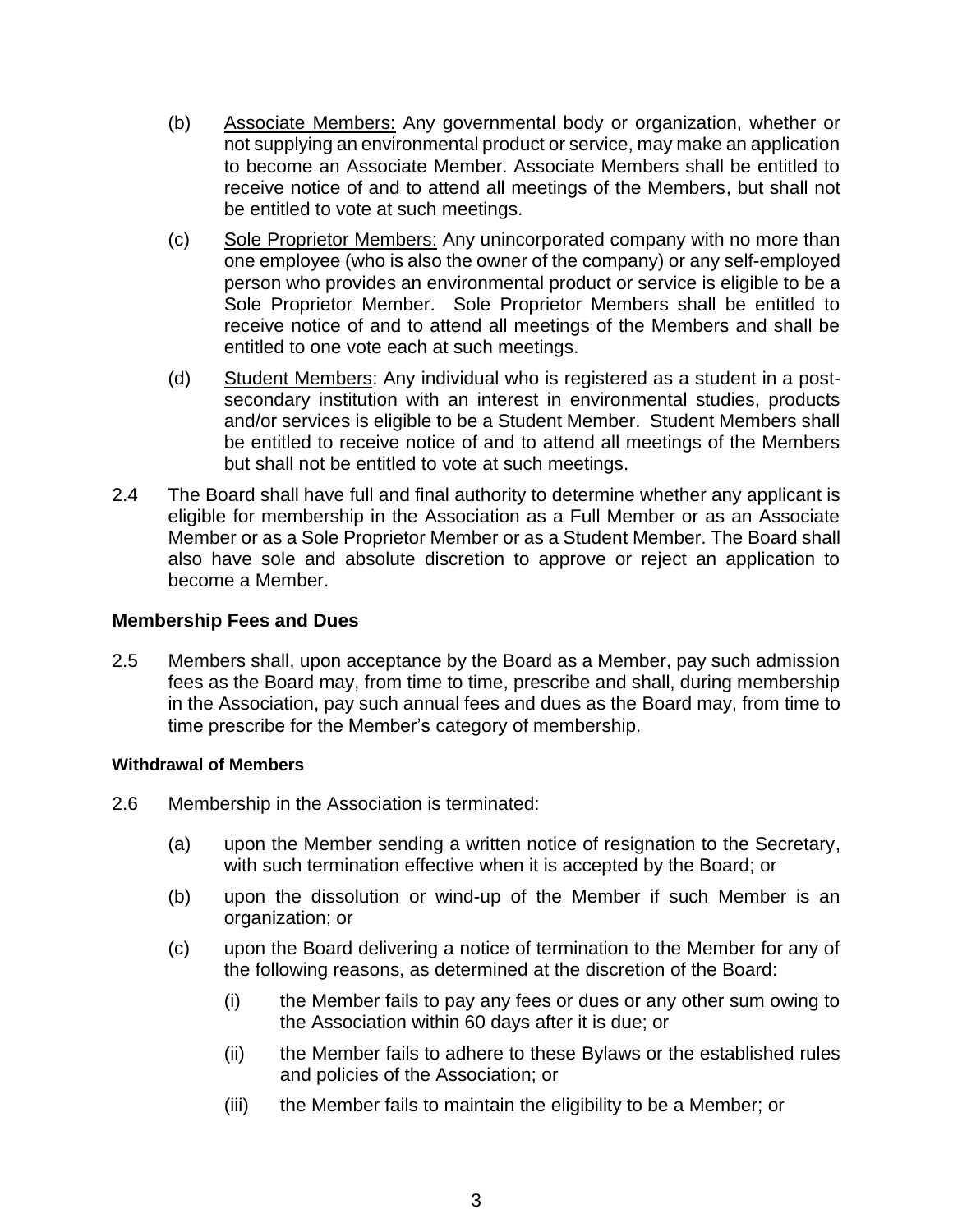(b) Associate Members: Any governmental body or organization, whether or not supplying an environmental product or service, may make an application to become an Associate Member. Associate Members shall be entitled to receive notice of and to attend all meetings of the Members, but shall not be entitled to vote at such meetings.

(c) Sole Proprietor Members: Any unincorporated company with no more than one employee (who is also the owner of the company) or any self-employed person who provides an environmental product or service is eligible to be a Sole Proprietor Member. Sole Proprietor Members shall be entitled to receive notice of and to attend all meetings of the Members and shall be entitled to one vote each at such meetings.

(d) Student Members: Any individual who is registered as a student in a post-secondary institution with an interest in environmental studies, products and/or services is eligible to be a Student Member. Student Members shall be entitled to receive notice of and to attend all meetings of the Members but shall not be entitled to vote at such meetings.

2.4 The Board shall have full and final authority to determine whether any applicant is eligible for membership in the Association as a Full Member or as an Associate Member or as a Sole Proprietor Member or as a Student Member. The Board shall also have sole and absolute discretion to approve or reject an application to become a Member.

### Membership Fees and Dues

2.5 Members shall, upon acceptance by the Board as a Member, pay such admission fees as the Board may, from time to time, prescribe and shall, during membership in the Association, pay such annual fees and dues as the Board may, from time to time prescribe for the Member's category of membership.

#### Withdrawal of Members

2.6 Membership in the Association is terminated:

(a) upon the Member sending a written notice of resignation to the Secretary, with such termination effective when it is accepted by the Board; or

(b) upon the dissolution or wind-up of the Member if such Member is an organization; or

(c) upon the Board delivering a notice of termination to the Member for any of the following reasons, as determined at the discretion of the Board:

(i) the Member fails to pay any fees or dues or any other sum owing to the Association within 60 days after it is due; or

(ii) the Member fails to adhere to these Bylaws or the established rules and policies of the Association; or

(iii) the Member fails to maintain the eligibility to be a Member; or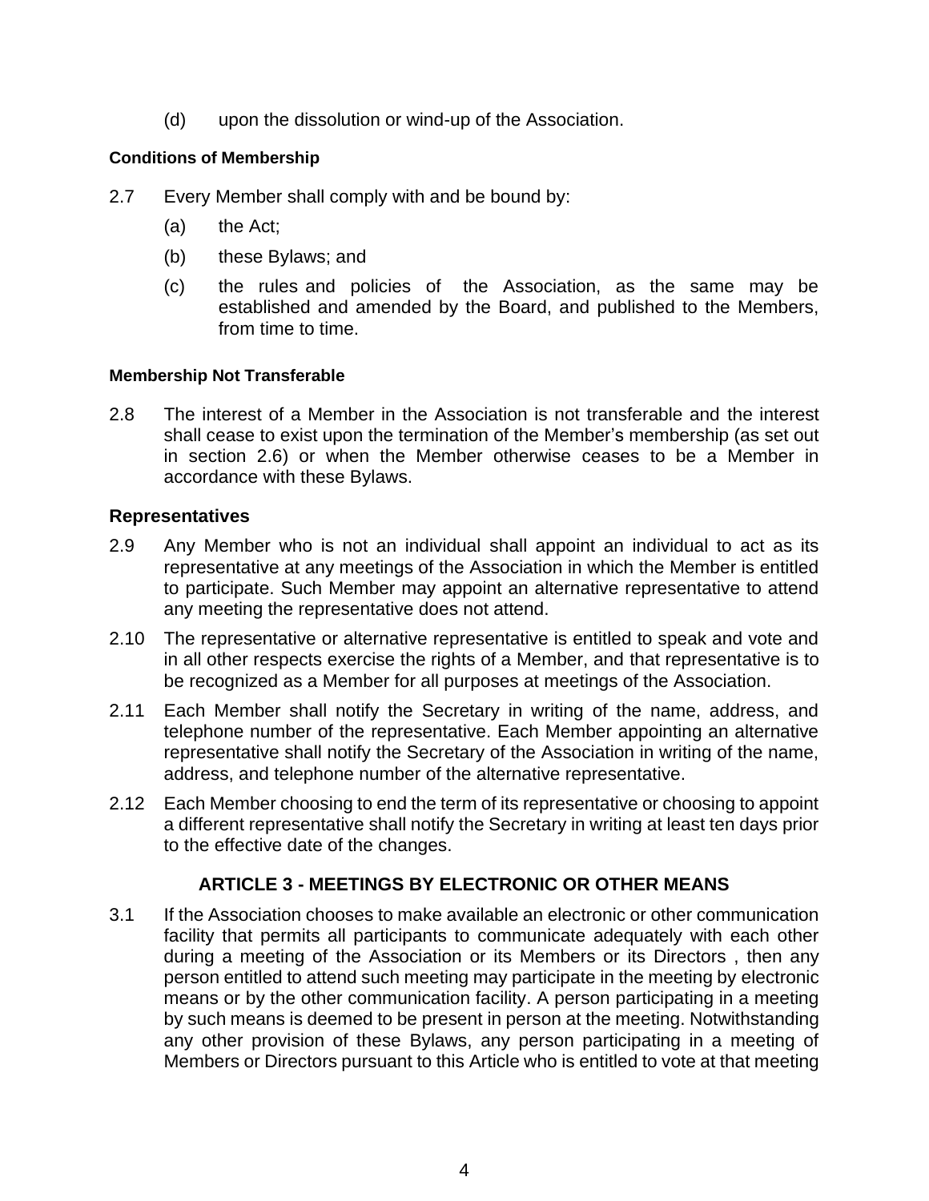(d) upon the dissolution or wind-up of the Association.

#### Conditions of Membership

2.7 Every Member shall comply with and be bound by:

(a) the Act;

(b) these Bylaws; and

(c) the rules and policies of the Association, as the same may be established and amended by the Board, and published to the Members, from time to time.

#### Membership Not Transferable

2.8 The interest of a Member in the Association is not transferable and the interest shall cease to exist upon the termination of the Member's membership (as set out in section 2.6) or when the Member otherwise ceases to be a Member in accordance with these Bylaws.

### Representatives

2.9 Any Member who is not an individual shall appoint an individual to act as its representative at any meetings of the Association in which the Member is entitled to participate. Such Member may appoint an alternative representative to attend any meeting the representative does not attend.

2.10 The representative or alternative representative is entitled to speak and vote and in all other respects exercise the rights of a Member, and that representative is to be recognized as a Member for all purposes at meetings of the Association.

2.11 Each Member shall notify the Secretary in writing of the name, address, and telephone number of the representative. Each Member appointing an alternative representative shall notify the Secretary of the Association in writing of the name, address, and telephone number of the alternative representative.

2.12 Each Member choosing to end the term of its representative or choosing to appoint a different representative shall notify the Secretary in writing at least ten days prior to the effective date of the changes.

## ARTICLE 3 - MEETINGS BY ELECTRONIC OR OTHER MEANS

3.1 If the Association chooses to make available an electronic or other communication facility that permits all participants to communicate adequately with each other during a meeting of the Association or its Members or its Directors , then any person entitled to attend such meeting may participate in the meeting by electronic means or by the other communication facility. A person participating in a meeting by such means is deemed to be present in person at the meeting. Notwithstanding any other provision of these Bylaws, any person participating in a meeting of Members or Directors pursuant to this Article who is entitled to vote at that meeting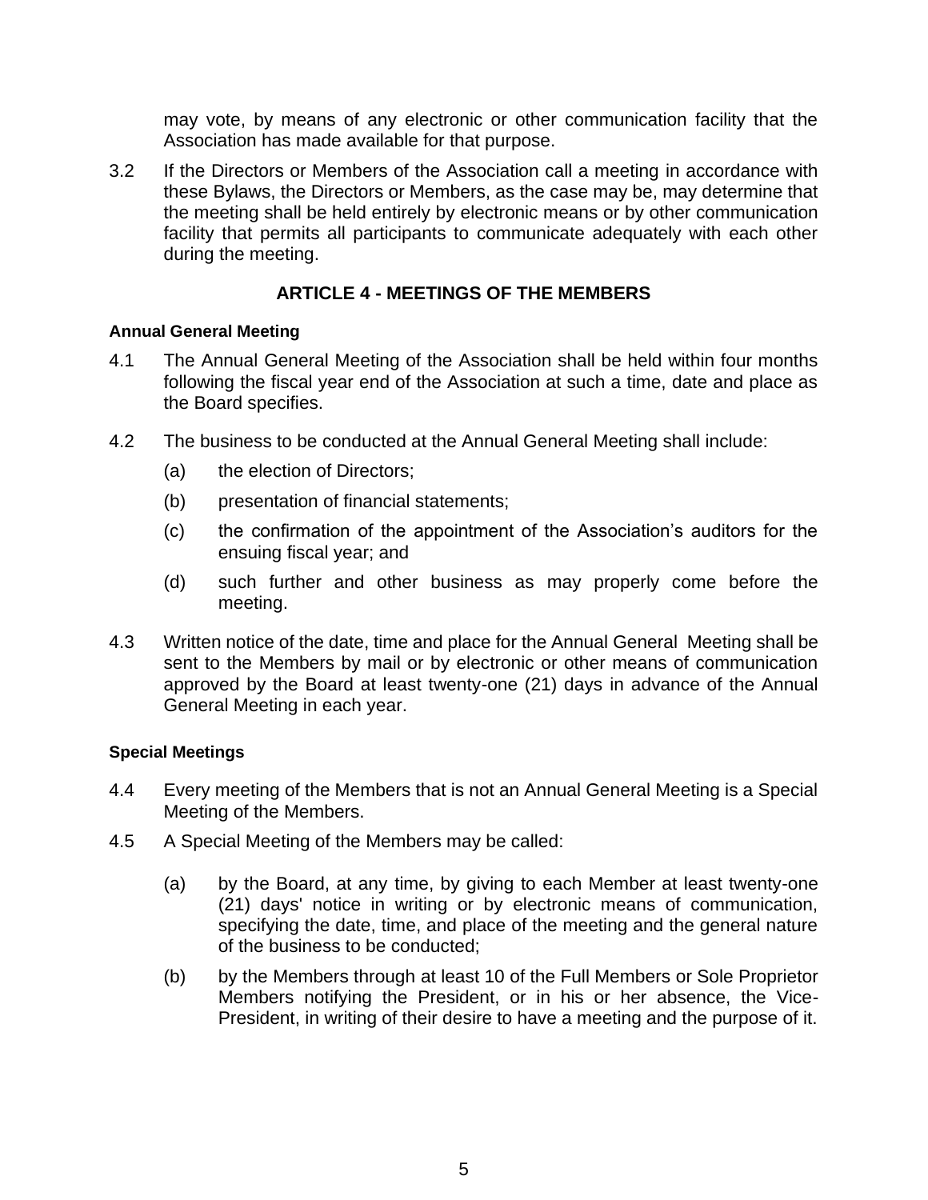may vote, by means of any electronic or other communication facility that the Association has made available for that purpose.

3.2 If the Directors or Members of the Association call a meeting in accordance with these Bylaws, the Directors or Members, as the case may be, may determine that the meeting shall be held entirely by electronic means or by other communication facility that permits all participants to communicate adequately with each other during the meeting.

## ARTICLE 4 - MEETINGS OF THE MEMBERS

#### Annual General Meeting

4.1 The Annual General Meeting of the Association shall be held within four months following the fiscal year end of the Association at such a time, date and place as the Board specifies.

4.2 The business to be conducted at the Annual General Meeting shall include:

(a) the election of Directors;

(b) presentation of financial statements;

(c) the confirmation of the appointment of the Association's auditors for the ensuing fiscal year; and

(d) such further and other business as may properly come before the meeting.

4.3 Written notice of the date, time and place for the Annual General Meeting shall be sent to the Members by mail or by electronic or other means of communication approved by the Board at least twenty-one (21) days in advance of the Annual General Meeting in each year.

#### Special Meetings

4.4 Every meeting of the Members that is not an Annual General Meeting is a Special Meeting of the Members.

4.5 A Special Meeting of the Members may be called:

(a) by the Board, at any time, by giving to each Member at least twenty-one (21) days' notice in writing or by electronic means of communication, specifying the date, time, and place of the meeting and the general nature of the business to be conducted;

(b) by the Members through at least 10 of the Full Members or Sole Proprietor Members notifying the President, or in his or her absence, the Vice-President, in writing of their desire to have a meeting and the purpose of it.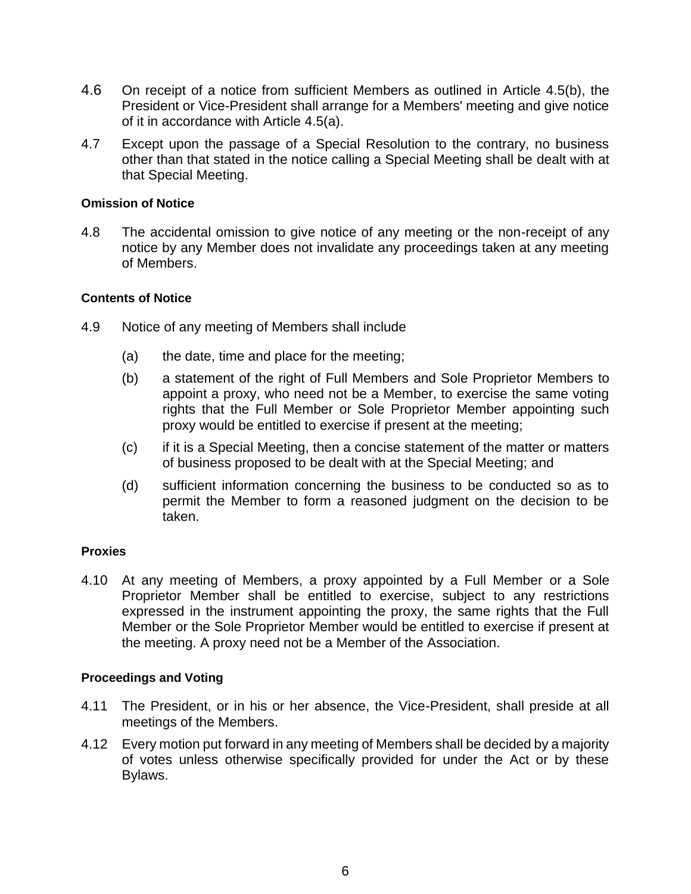4.6 On receipt of a notice from sufficient Members as outlined in Article 4.5(b), the President or Vice-President shall arrange for a Members' meeting and give notice of it in accordance with Article 4.5(a).

4.7 Except upon the passage of a Special Resolution to the contrary, no business other than that stated in the notice calling a Special Meeting shall be dealt with at that Special Meeting.

#### Omission of Notice

4.8 The accidental omission to give notice of any meeting or the non-receipt of any notice by any Member does not invalidate any proceedings taken at any meeting of Members.

#### Contents of Notice

4.9 Notice of any meeting of Members shall include

- (a) the date, time and place for the meeting;
- (b) a statement of the right of Full Members and Sole Proprietor Members to appoint a proxy, who need not be a Member, to exercise the same voting rights that the Full Member or Sole Proprietor Member appointing such proxy would be entitled to exercise if present at the meeting;
- (c) if it is a Special Meeting, then a concise statement of the matter or matters of business proposed to be dealt with at the Special Meeting; and
- (d) sufficient information concerning the business to be conducted so as to permit the Member to form a reasoned judgment on the decision to be taken.

#### Proxies

4.10 At any meeting of Members, a proxy appointed by a Full Member or a Sole Proprietor Member shall be entitled to exercise, subject to any restrictions expressed in the instrument appointing the proxy, the same rights that the Full Member or the Sole Proprietor Member would be entitled to exercise if present at the meeting. A proxy need not be a Member of the Association.

#### Proceedings and Voting

4.11 The President, or in his or her absence, the Vice-President, shall preside at all meetings of the Members.

4.12 Every motion put forward in any meeting of Members shall be decided by a majority of votes unless otherwise specifically provided for under the Act or by these Bylaws.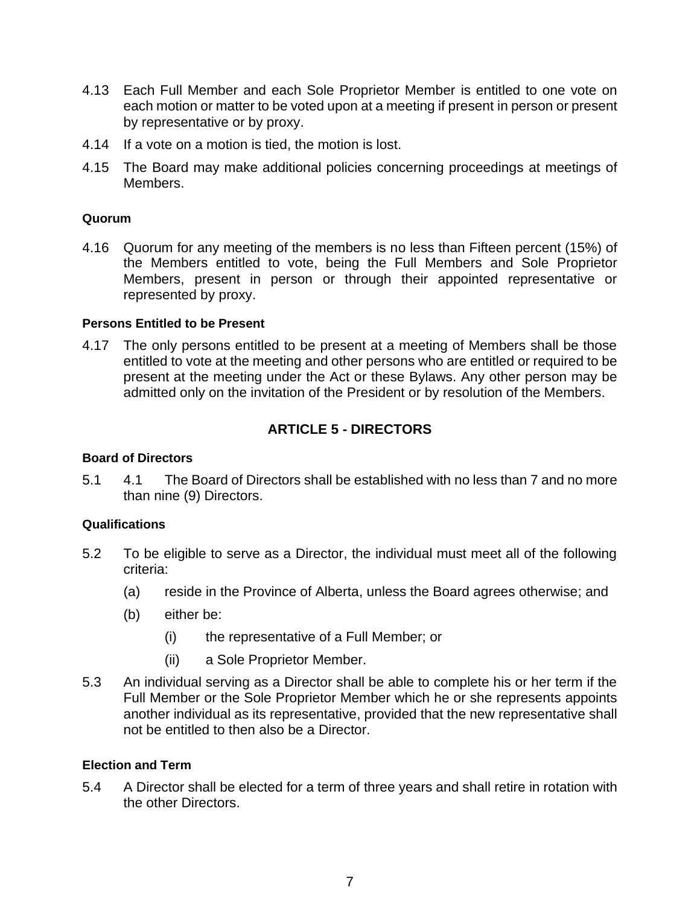4.13 Each Full Member and each Sole Proprietor Member is entitled to one vote on each motion or matter to be voted upon at a meeting if present in person or present by representative or by proxy.

4.14 If a vote on a motion is tied, the motion is lost.

4.15 The Board may make additional policies concerning proceedings at meetings of Members.

**Quorum**

4.16 Quorum for any meeting of the members is no less than Fifteen percent (15%) of the Members entitled to vote, being the Full Members and Sole Proprietor Members, present in person or through their appointed representative or represented by proxy.

**Persons Entitled to be Present**

4.17 The only persons entitled to be present at a meeting of Members shall be those entitled to vote at the meeting and other persons who are entitled or required to be present at the meeting under the Act or these Bylaws. Any other person may be admitted only on the invitation of the President or by resolution of the Members.

## ARTICLE 5 - DIRECTORS

**Board of Directors**

5.1 4.1 The Board of Directors shall be established with no less than 7 and no more than nine (9) Directors.

**Qualifications**

5.2 To be eligible to serve as a Director, the individual must meet all of the following criteria:

(a) reside in the Province of Alberta, unless the Board agrees otherwise; and

(b) either be:

(i) the representative of a Full Member; or

(ii) a Sole Proprietor Member.

5.3 An individual serving as a Director shall be able to complete his or her term if the Full Member or the Sole Proprietor Member which he or she represents appoints another individual as its representative, provided that the new representative shall not be entitled to then also be a Director.

**Election and Term**

5.4 A Director shall be elected for a term of three years and shall retire in rotation with the other Directors.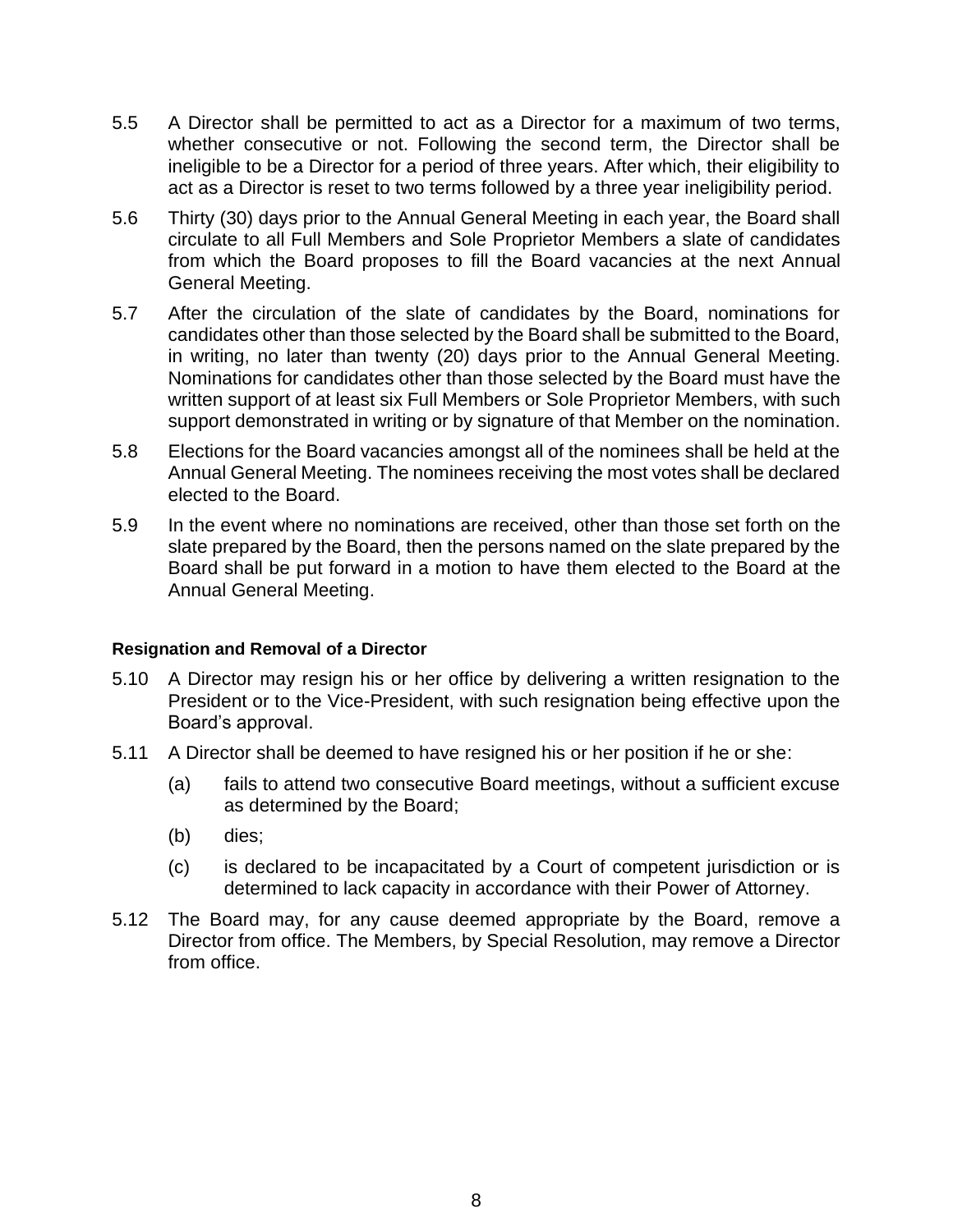5.5 A Director shall be permitted to act as a Director for a maximum of two terms, whether consecutive or not. Following the second term, the Director shall be ineligible to be a Director for a period of three years. After which, their eligibility to act as a Director is reset to two terms followed by a three year ineligibility period.

5.6 Thirty (30) days prior to the Annual General Meeting in each year, the Board shall circulate to all Full Members and Sole Proprietor Members a slate of candidates from which the Board proposes to fill the Board vacancies at the next Annual General Meeting.

5.7 After the circulation of the slate of candidates by the Board, nominations for candidates other than those selected by the Board shall be submitted to the Board, in writing, no later than twenty (20) days prior to the Annual General Meeting. Nominations for candidates other than those selected by the Board must have the written support of at least six Full Members or Sole Proprietor Members, with such support demonstrated in writing or by signature of that Member on the nomination.

5.8 Elections for the Board vacancies amongst all of the nominees shall be held at the Annual General Meeting. The nominees receiving the most votes shall be declared elected to the Board.

5.9 In the event where no nominations are received, other than those set forth on the slate prepared by the Board, then the persons named on the slate prepared by the Board shall be put forward in a motion to have them elected to the Board at the Annual General Meeting.

**Resignation and Removal of a Director**

5.10 A Director may resign his or her office by delivering a written resignation to the President or to the Vice-President, with such resignation being effective upon the Board's approval.

5.11 A Director shall be deemed to have resigned his or her position if he or she:

(a) fails to attend two consecutive Board meetings, without a sufficient excuse as determined by the Board;

(b) dies;

(c) is declared to be incapacitated by a Court of competent jurisdiction or is determined to lack capacity in accordance with their Power of Attorney.

5.12 The Board may, for any cause deemed appropriate by the Board, remove a Director from office. The Members, by Special Resolution, may remove a Director from office.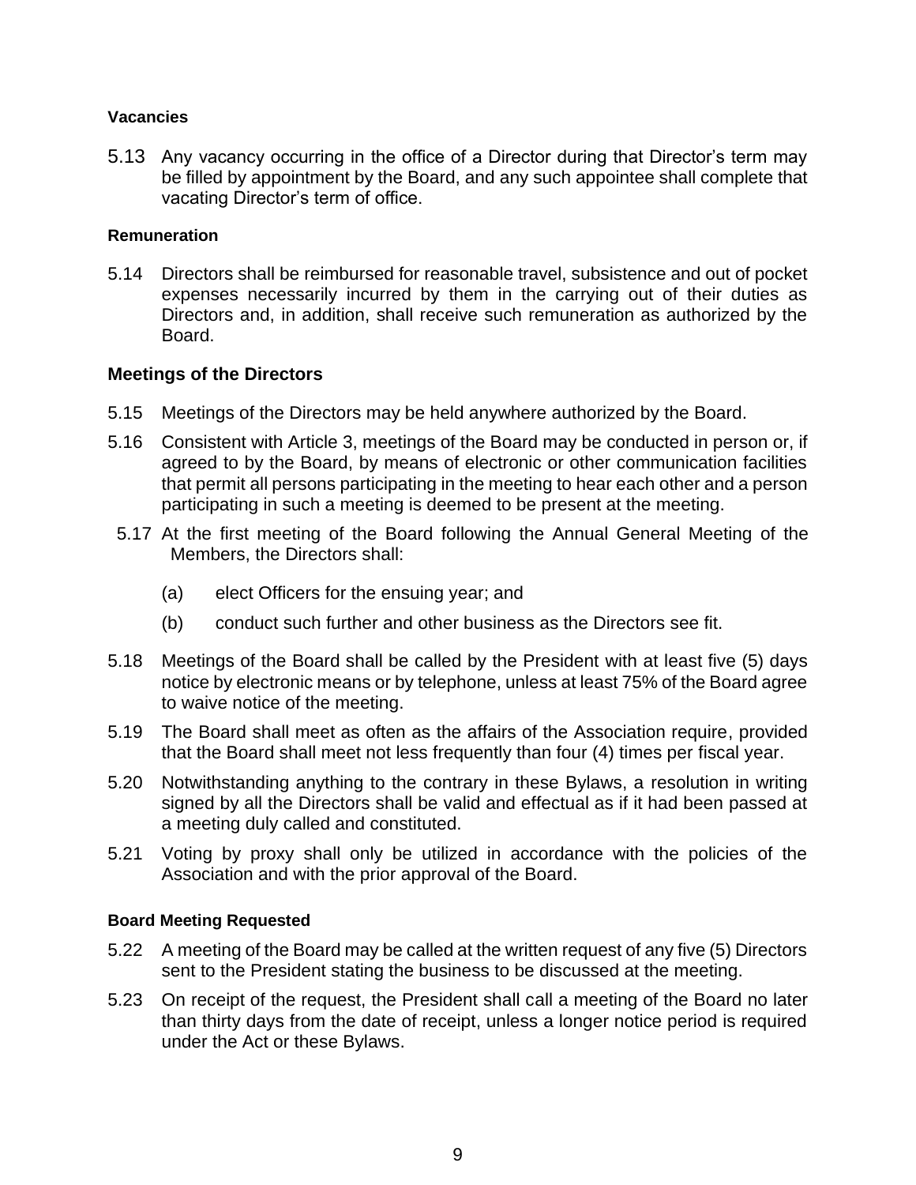#### Vacancies

5.13 Any vacancy occurring in the office of a Director during that Director's term may be filled by appointment by the Board, and any such appointee shall complete that vacating Director's term of office.

#### Remuneration

5.14 Directors shall be reimbursed for reasonable travel, subsistence and out of pocket expenses necessarily incurred by them in the carrying out of their duties as Directors and, in addition, shall receive such remuneration as authorized by the Board.

### Meetings of the Directors

5.15 Meetings of the Directors may be held anywhere authorized by the Board.

5.16 Consistent with Article 3, meetings of the Board may be conducted in person or, if agreed to by the Board, by means of electronic or other communication facilities that permit all persons participating in the meeting to hear each other and a person participating in such a meeting is deemed to be present at the meeting.

5.17 At the first meeting of the Board following the Annual General Meeting of the Members, the Directors shall:

(a) elect Officers for the ensuing year; and

(b) conduct such further and other business as the Directors see fit.

5.18 Meetings of the Board shall be called by the President with at least five (5) days notice by electronic means or by telephone, unless at least 75% of the Board agree to waive notice of the meeting.

5.19 The Board shall meet as often as the affairs of the Association require, provided that the Board shall meet not less frequently than four (4) times per fiscal year.

5.20 Notwithstanding anything to the contrary in these Bylaws, a resolution in writing signed by all the Directors shall be valid and effectual as if it had been passed at a meeting duly called and constituted.

5.21 Voting by proxy shall only be utilized in accordance with the policies of the Association and with the prior approval of the Board.

#### Board Meeting Requested

5.22 A meeting of the Board may be called at the written request of any five (5) Directors sent to the President stating the business to be discussed at the meeting.

5.23 On receipt of the request, the President shall call a meeting of the Board no later than thirty days from the date of receipt, unless a longer notice period is required under the Act or these Bylaws.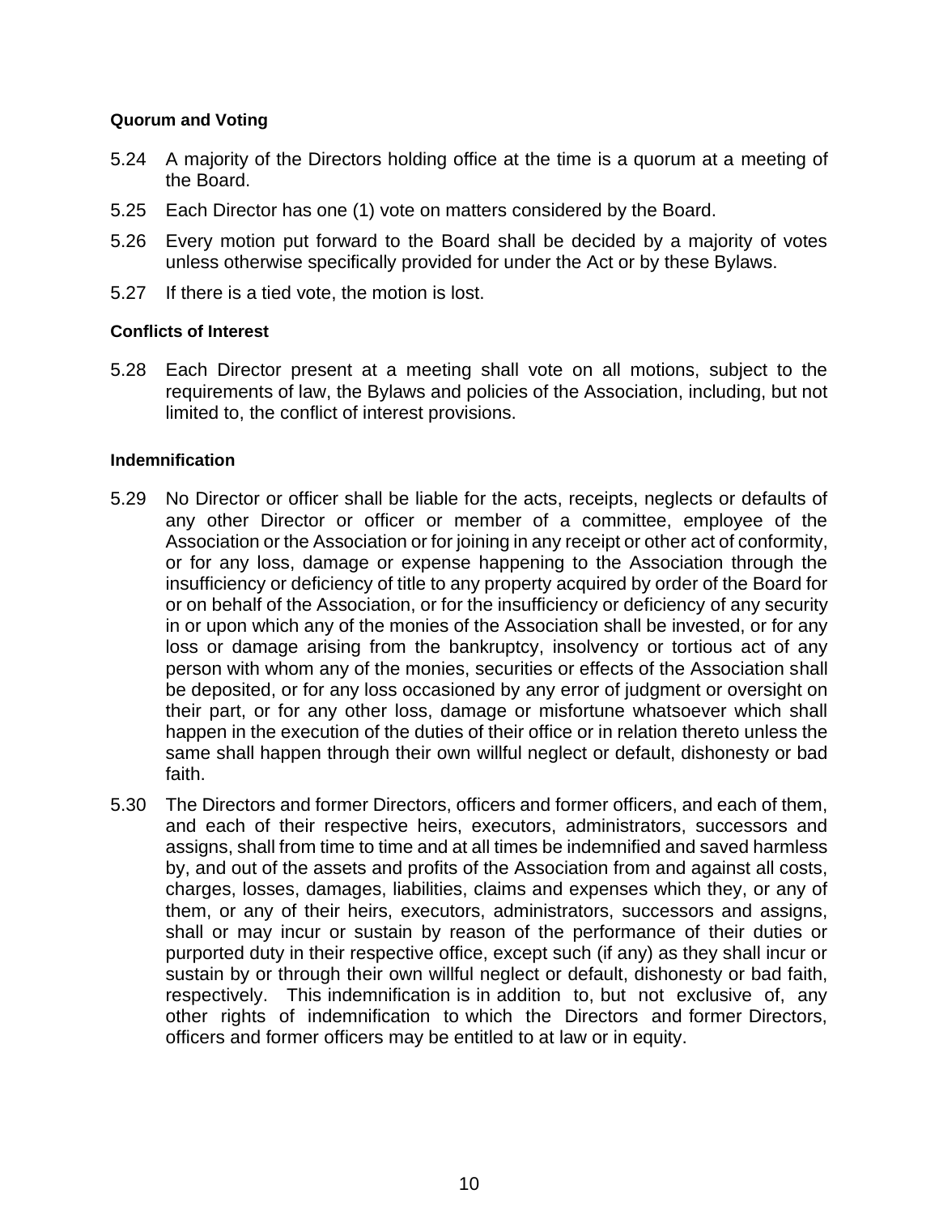**Quorum and Voting**

5.24 A majority of the Directors holding office at the time is a quorum at a meeting of the Board.

5.25 Each Director has one (1) vote on matters considered by the Board.

5.26 Every motion put forward to the Board shall be decided by a majority of votes unless otherwise specifically provided for under the Act or by these Bylaws.

5.27 If there is a tied vote, the motion is lost.

**Conflicts of Interest**

5.28 Each Director present at a meeting shall vote on all motions, subject to the requirements of law, the Bylaws and policies of the Association, including, but not limited to, the conflict of interest provisions.

**Indemnification**

5.29 No Director or officer shall be liable for the acts, receipts, neglects or defaults of any other Director or officer or member of a committee, employee of the Association or the Association or for joining in any receipt or other act of conformity, or for any loss, damage or expense happening to the Association through the insufficiency or deficiency of title to any property acquired by order of the Board for or on behalf of the Association, or for the insufficiency or deficiency of any security in or upon which any of the monies of the Association shall be invested, or for any loss or damage arising from the bankruptcy, insolvency or tortious act of any person with whom any of the monies, securities or effects of the Association shall be deposited, or for any loss occasioned by any error of judgment or oversight on their part, or for any other loss, damage or misfortune whatsoever which shall happen in the execution of the duties of their office or in relation thereto unless the same shall happen through their own willful neglect or default, dishonesty or bad faith.

5.30 The Directors and former Directors, officers and former officers, and each of them, and each of their respective heirs, executors, administrators, successors and assigns, shall from time to time and at all times be indemnified and saved harmless by, and out of the assets and profits of the Association from and against all costs, charges, losses, damages, liabilities, claims and expenses which they, or any of them, or any of their heirs, executors, administrators, successors and assigns, shall or may incur or sustain by reason of the performance of their duties or purported duty in their respective office, except such (if any) as they shall incur or sustain by or through their own willful neglect or default, dishonesty or bad faith, respectively. This indemnification is in addition to, but not exclusive of, any other rights of indemnification to which the Directors and former Directors, officers and former officers may be entitled to at law or in equity.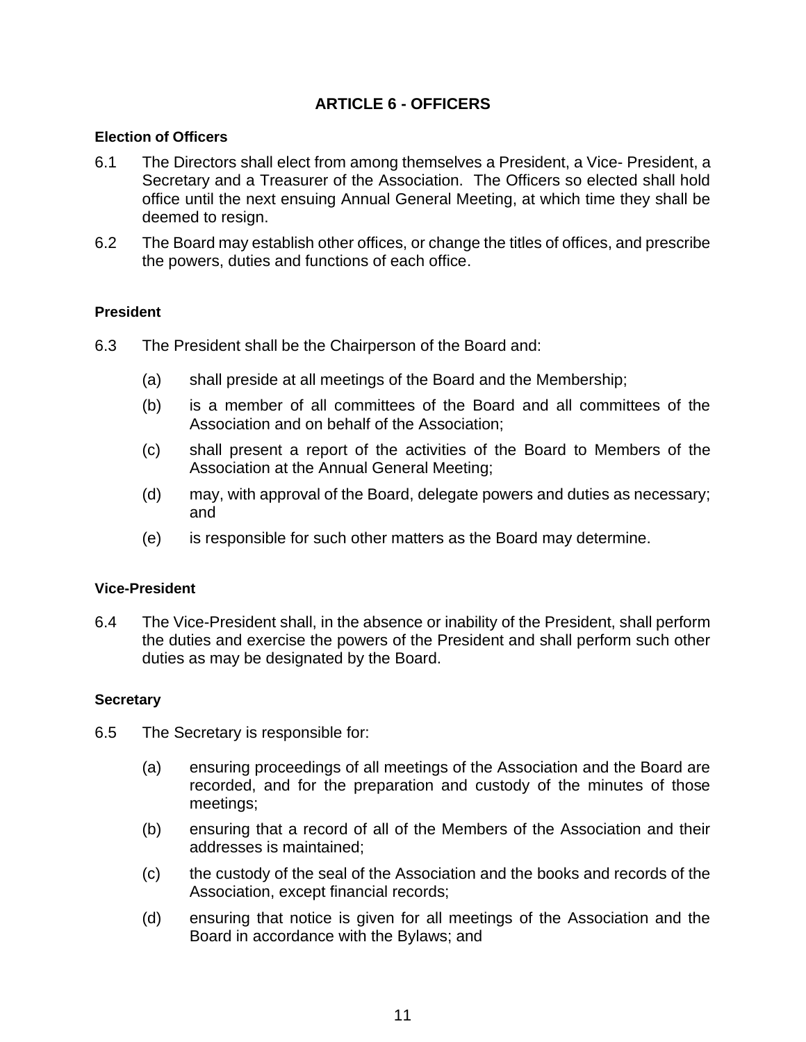## ARTICLE 6 - OFFICERS

### Election of Officers

6.1 The Directors shall elect from among themselves a President, a Vice- President, a Secretary and a Treasurer of the Association. The Officers so elected shall hold office until the next ensuing Annual General Meeting, at which time they shall be deemed to resign.

6.2 The Board may establish other offices, or change the titles of offices, and prescribe the powers, duties and functions of each office.

### President

6.3 The President shall be the Chairperson of the Board and:

(a) shall preside at all meetings of the Board and the Membership;

(b) is a member of all committees of the Board and all committees of the Association and on behalf of the Association;

(c) shall present a report of the activities of the Board to Members of the Association at the Annual General Meeting;

(d) may, with approval of the Board, delegate powers and duties as necessary; and

(e) is responsible for such other matters as the Board may determine.

### Vice-President

6.4 The Vice-President shall, in the absence or inability of the President, shall perform the duties and exercise the powers of the President and shall perform such other duties as may be designated by the Board.

### Secretary

6.5 The Secretary is responsible for:

(a) ensuring proceedings of all meetings of the Association and the Board are recorded, and for the preparation and custody of the minutes of those meetings;

(b) ensuring that a record of all of the Members of the Association and their addresses is maintained;

(c) the custody of the seal of the Association and the books and records of the Association, except financial records;

(d) ensuring that notice is given for all meetings of the Association and the Board in accordance with the Bylaws; and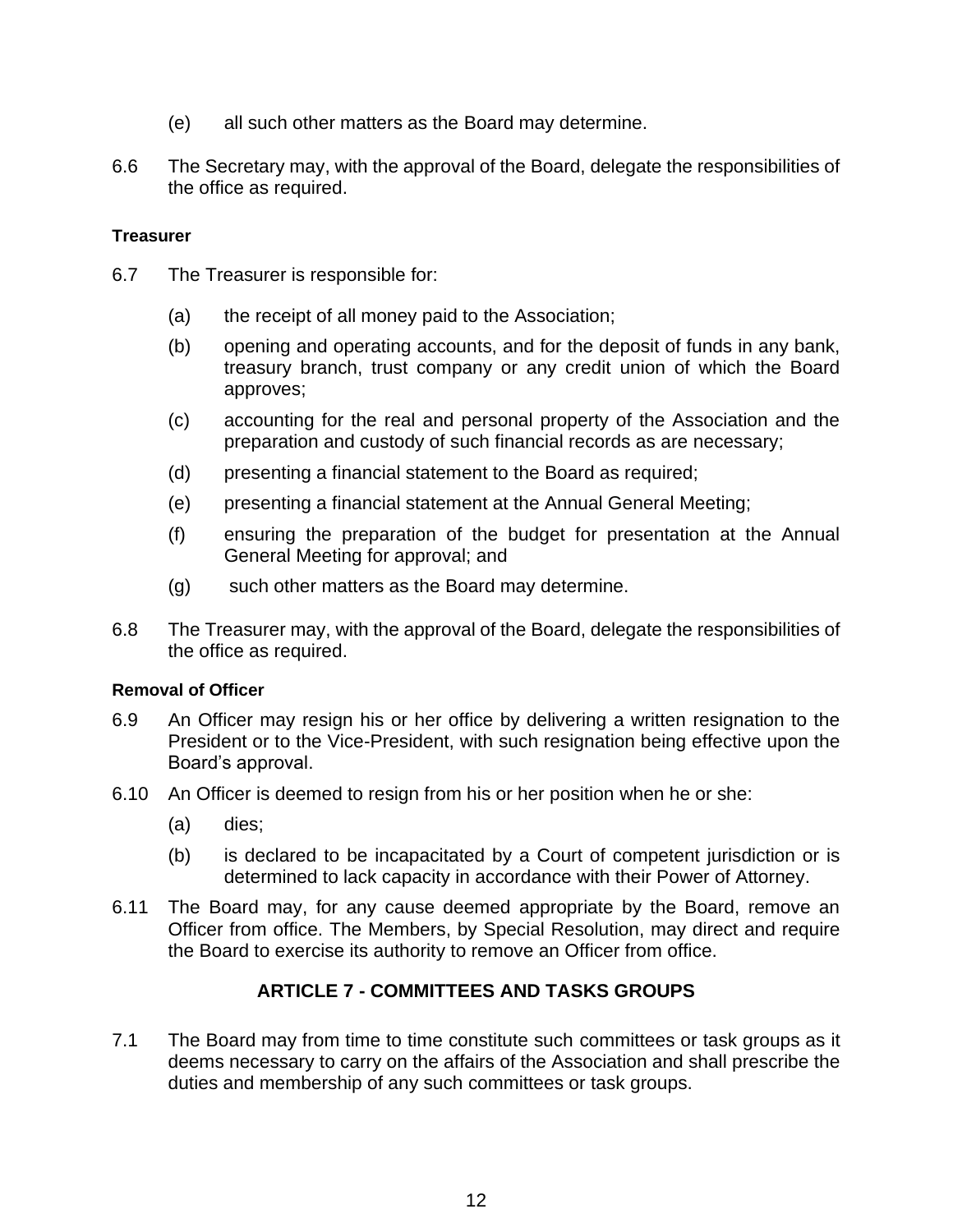(e) all such other matters as the Board may determine.

6.6 The Secretary may, with the approval of the Board, delegate the responsibilities of the office as required.

**Treasurer**

6.7 The Treasurer is responsible for:

(a) the receipt of all money paid to the Association;

(b) opening and operating accounts, and for the deposit of funds in any bank, treasury branch, trust company or any credit union of which the Board approves;

(c) accounting for the real and personal property of the Association and the preparation and custody of such financial records as are necessary;

(d) presenting a financial statement to the Board as required;

(e) presenting a financial statement at the Annual General Meeting;

(f) ensuring the preparation of the budget for presentation at the Annual General Meeting for approval; and

(g) such other matters as the Board may determine.

6.8 The Treasurer may, with the approval of the Board, delegate the responsibilities of the office as required.

**Removal of Officer**

6.9 An Officer may resign his or her office by delivering a written resignation to the President or to the Vice-President, with such resignation being effective upon the Board's approval.

6.10 An Officer is deemed to resign from his or her position when he or she:

(a) dies;

(b) is declared to be incapacitated by a Court of competent jurisdiction or is determined to lack capacity in accordance with their Power of Attorney.

6.11 The Board may, for any cause deemed appropriate by the Board, remove an Officer from office. The Members, by Special Resolution, may direct and require the Board to exercise its authority to remove an Officer from office.

## ARTICLE 7 - COMMITTEES AND TASKS GROUPS

7.1 The Board may from time to time constitute such committees or task groups as it deems necessary to carry on the affairs of the Association and shall prescribe the duties and membership of any such committees or task groups.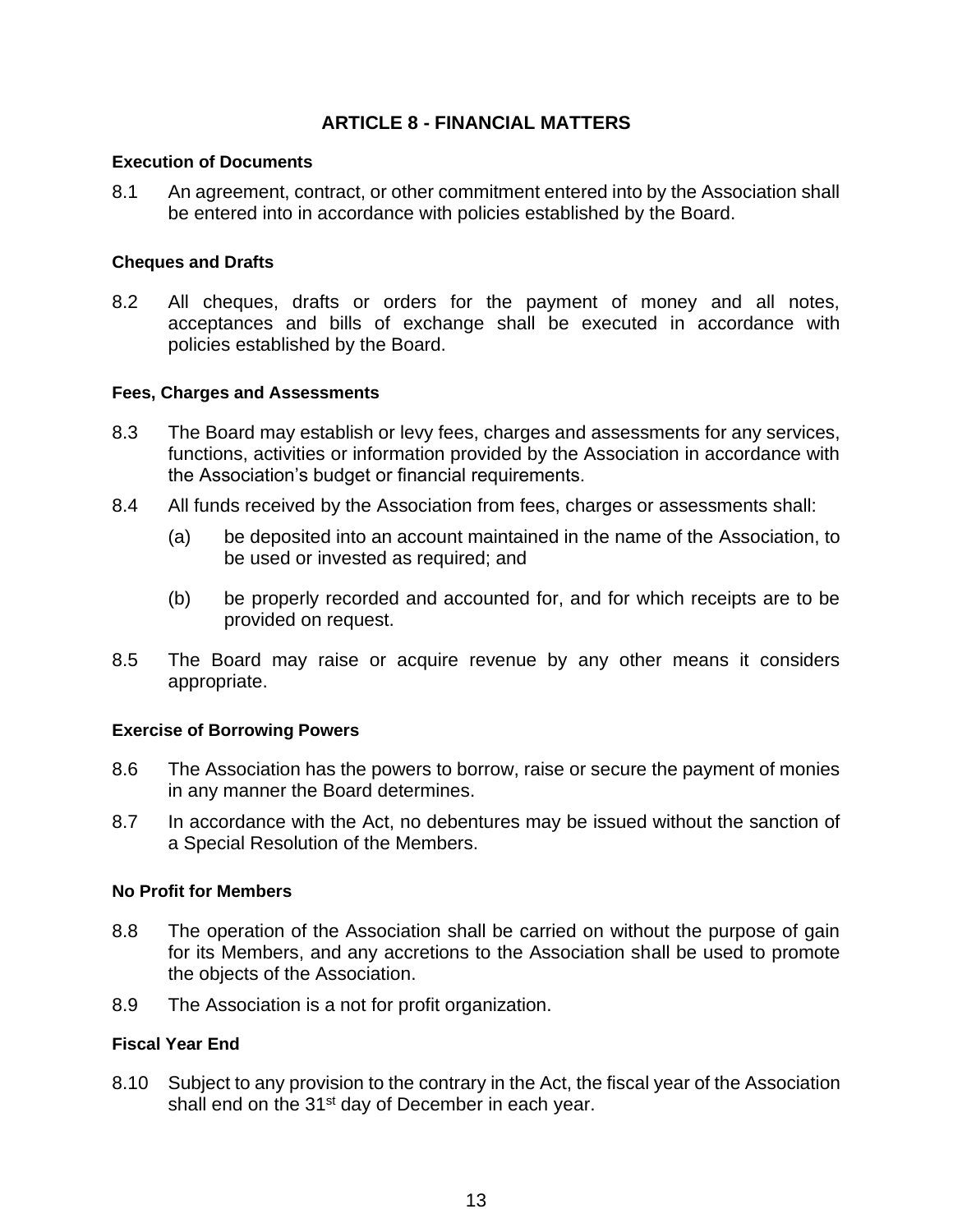## ARTICLE 8 - FINANCIAL MATTERS

### Execution of Documents

8.1 An agreement, contract, or other commitment entered into by the Association shall be entered into in accordance with policies established by the Board.

### Cheques and Drafts

8.2 All cheques, drafts or orders for the payment of money and all notes, acceptances and bills of exchange shall be executed in accordance with policies established by the Board.

### Fees, Charges and Assessments

8.3 The Board may establish or levy fees, charges and assessments for any services, functions, activities or information provided by the Association in accordance with the Association's budget or financial requirements.

8.4 All funds received by the Association from fees, charges or assessments shall:

(a) be deposited into an account maintained in the name of the Association, to be used or invested as required; and

(b) be properly recorded and accounted for, and for which receipts are to be provided on request.

8.5 The Board may raise or acquire revenue by any other means it considers appropriate.

### Exercise of Borrowing Powers

8.6 The Association has the powers to borrow, raise or secure the payment of monies in any manner the Board determines.

8.7 In accordance with the Act, no debentures may be issued without the sanction of a Special Resolution of the Members.

### No Profit for Members

8.8 The operation of the Association shall be carried on without the purpose of gain for its Members, and any accretions to the Association shall be used to promote the objects of the Association.

8.9 The Association is a not for profit organization.

### Fiscal Year End

8.10 Subject to any provision to the contrary in the Act, the fiscal year of the Association shall end on the 31st day of December in each year.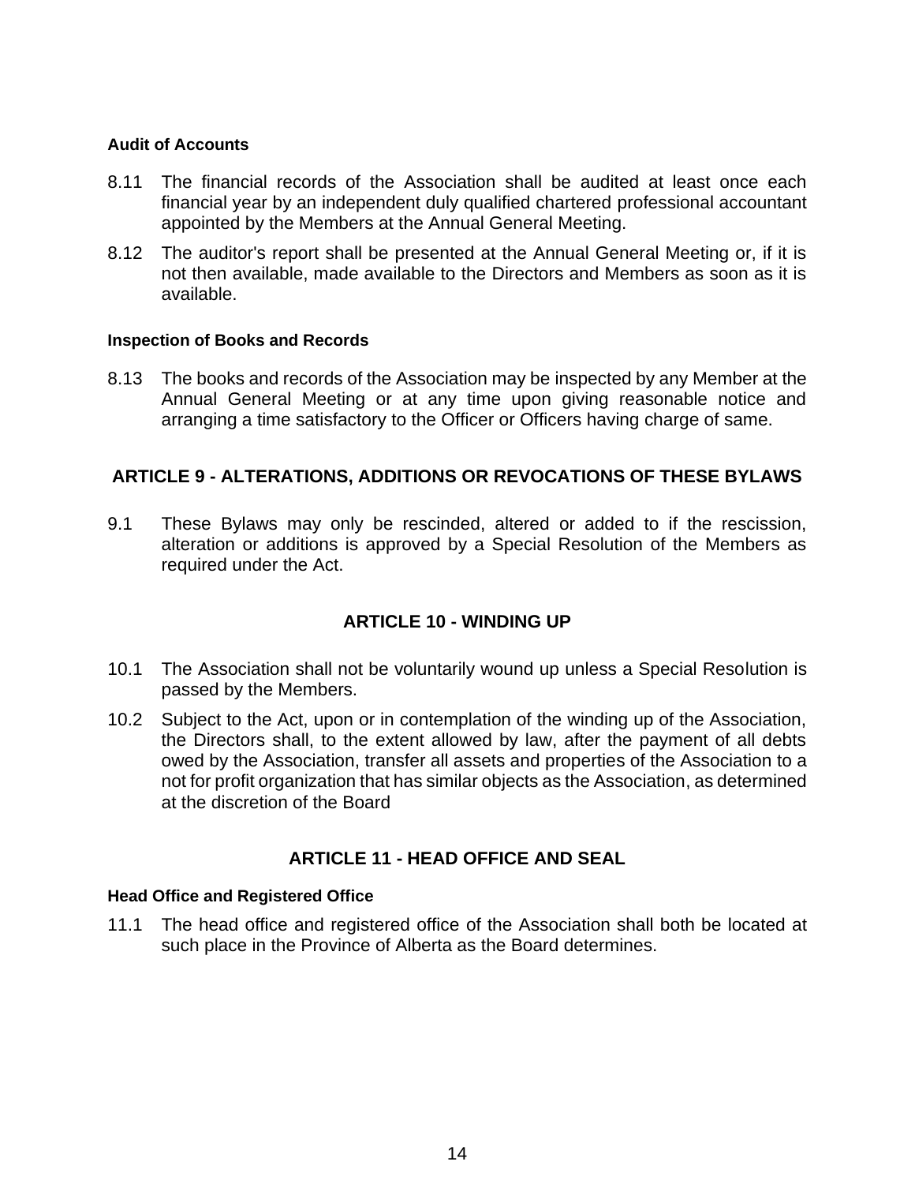#### Audit of Accounts

8.11 The financial records of the Association shall be audited at least once each financial year by an independent duly qualified chartered professional accountant appointed by the Members at the Annual General Meeting.

8.12 The auditor's report shall be presented at the Annual General Meeting or, if it is not then available, made available to the Directors and Members as soon as it is available.

#### Inspection of Books and Records

8.13 The books and records of the Association may be inspected by any Member at the Annual General Meeting or at any time upon giving reasonable notice and arranging a time satisfactory to the Officer or Officers having charge of same.

## ARTICLE 9 - ALTERATIONS, ADDITIONS OR REVOCATIONS OF THESE BYLAWS

9.1 These Bylaws may only be rescinded, altered or added to if the rescission, alteration or additions is approved by a Special Resolution of the Members as required under the Act.

## ARTICLE 10 - WINDING UP

10.1 The Association shall not be voluntarily wound up unless a Special Resolution is passed by the Members.

10.2 Subject to the Act, upon or in contemplation of the winding up of the Association, the Directors shall, to the extent allowed by law, after the payment of all debts owed by the Association, transfer all assets and properties of the Association to a not for profit organization that has similar objects as the Association, as determined at the discretion of the Board

## ARTICLE 11 - HEAD OFFICE AND SEAL

#### Head Office and Registered Office

11.1 The head office and registered office of the Association shall both be located at such place in the Province of Alberta as the Board determines.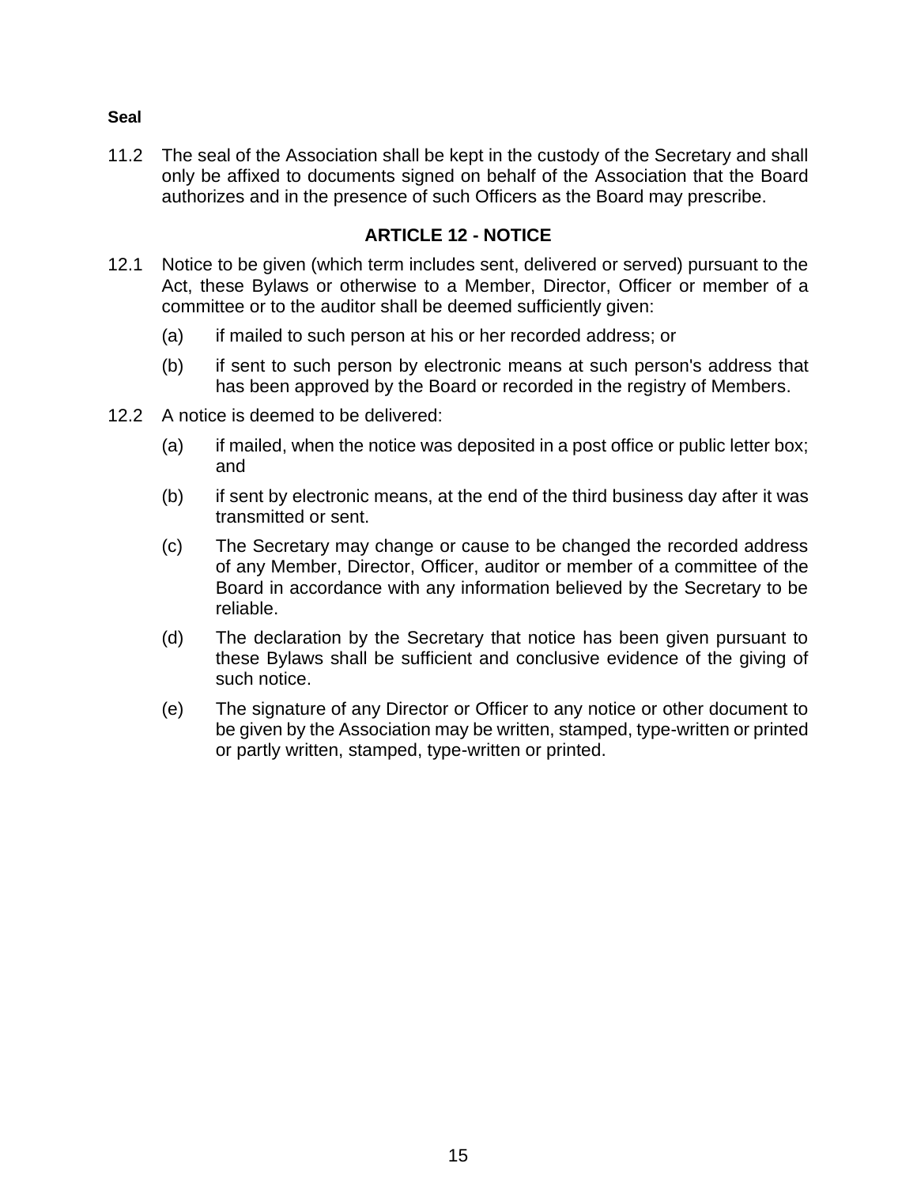**Seal**

11.2 The seal of the Association shall be kept in the custody of the Secretary and shall only be affixed to documents signed on behalf of the Association that the Board authorizes and in the presence of such Officers as the Board may prescribe.

## ARTICLE 12 - NOTICE

12.1 Notice to be given (which term includes sent, delivered or served) pursuant to the Act, these Bylaws or otherwise to a Member, Director, Officer or member of a committee or to the auditor shall be deemed sufficiently given:

(a) if mailed to such person at his or her recorded address; or

(b) if sent to such person by electronic means at such person's address that has been approved by the Board or recorded in the registry of Members.

12.2 A notice is deemed to be delivered:

(a) if mailed, when the notice was deposited in a post office or public letter box; and

(b) if sent by electronic means, at the end of the third business day after it was transmitted or sent.

(c) The Secretary may change or cause to be changed the recorded address of any Member, Director, Officer, auditor or member of a committee of the Board in accordance with any information believed by the Secretary to be reliable.

(d) The declaration by the Secretary that notice has been given pursuant to these Bylaws shall be sufficient and conclusive evidence of the giving of such notice.

(e) The signature of any Director or Officer to any notice or other document to be given by the Association may be written, stamped, type-written or printed or partly written, stamped, type-written or printed.